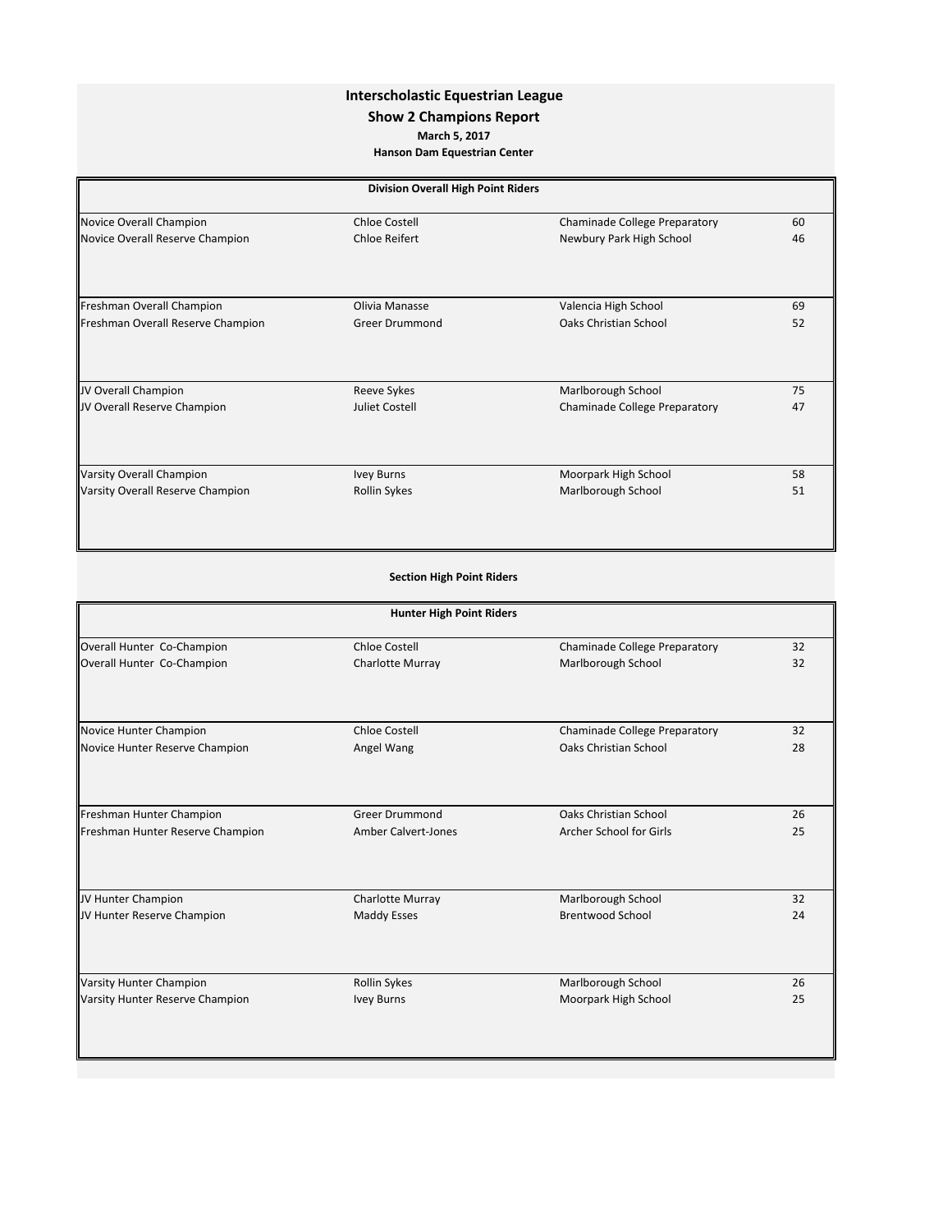# Interscholastic Equestrian League

## Show 2 Champions Report

**March 5, 2017**

**Hanson Dam Equestrian Center**

### Division Overall High Point Riders

| Title | Rider | School | Points |
|---|---|---|---|
| Novice Overall Champion | Chloe Costell | Chaminade College Preparatory | 60 |
| Novice Overall Reserve Champion | Chloe Reifert | Newbury Park High School | 46 |
| Freshman Overall Champion | Olivia Manasse | Valencia High School | 69 |
| Freshman Overall Reserve Champion | Greer Drummond | Oaks Christian School | 52 |
| JV Overall Champion | Reeve Sykes | Marlborough School | 75 |
| JV Overall Reserve Champion | Juliet Costell | Chaminade College Preparatory | 47 |
| Varsity Overall Champion | Ivey Burns | Moorpark High School | 58 |
| Varsity Overall Reserve Champion | Rollin Sykes | Marlborough School | 51 |

### Section High Point Riders

#### Hunter High Point Riders

| Title | Rider | School | Points |
|---|---|---|---|
| Overall Hunter Co-Champion | Chloe Costell | Chaminade College Preparatory | 32 |
| Overall Hunter Co-Champion | Charlotte Murray | Marlborough School | 32 |
| Novice Hunter Champion | Chloe Costell | Chaminade College Preparatory | 32 |
| Novice Hunter Reserve Champion | Angel Wang | Oaks Christian School | 28 |
| Freshman Hunter Champion | Greer Drummond | Oaks Christian School | 26 |
| Freshman Hunter Reserve Champion | Amber Calvert-Jones | Archer School for Girls | 25 |
| JV Hunter Champion | Charlotte Murray | Marlborough School | 32 |
| JV Hunter Reserve Champion | Maddy Esses | Brentwood School | 24 |
| Varsity Hunter Champion | Rollin Sykes | Marlborough School | 26 |
| Varsity Hunter Reserve Champion | Ivey Burns | Moorpark High School | 25 |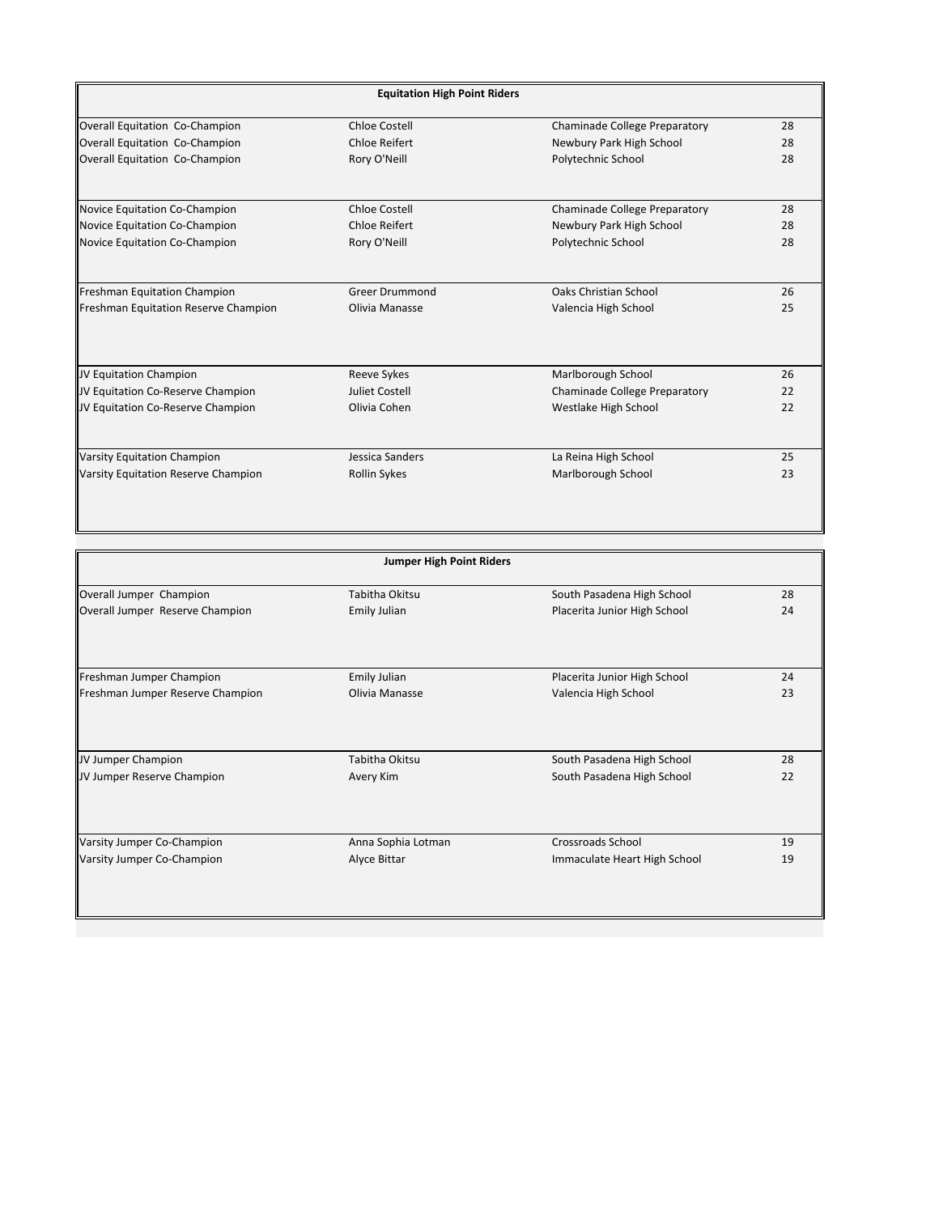**Equitation High Point Riders**

| | | | |
|---|---|---|---|
| Overall Equitation Co-Champion | Chloe Costell | Chaminade College Preparatory | 28 |
| Overall Equitation Co-Champion | Chloe Reifert | Newbury Park High School | 28 |
| Overall Equitation Co-Champion | Rory O'Neill | Polytechnic School | 28 |
| | | | |
| Novice Equitation Co-Champion | Chloe Costell | Chaminade College Preparatory | 28 |
| Novice Equitation Co-Champion | Chloe Reifert | Newbury Park High School | 28 |
| Novice Equitation Co-Champion | Rory O'Neill | Polytechnic School | 28 |
| | | | |
| Freshman Equitation Champion | Greer Drummond | Oaks Christian School | 26 |
| Freshman Equitation Reserve Champion | Olivia Manasse | Valencia High School | 25 |
| | | | |
| JV Equitation Champion | Reeve Sykes | Marlborough School | 26 |
| JV Equitation Co-Reserve Champion | Juliet Costell | Chaminade College Preparatory | 22 |
| JV Equitation Co-Reserve Champion | Olivia Cohen | Westlake High School | 22 |
| | | | |
| Varsity Equitation Champion | Jessica Sanders | La Reina High School | 25 |
| Varsity Equitation Reserve Champion | Rollin Sykes | Marlborough School | 23 |

**Jumper High Point Riders**

| | | | |
|---|---|---|---|
| Overall Jumper Champion | Tabitha Okitsu | South Pasadena High School | 28 |
| Overall Jumper Reserve Champion | Emily Julian | Placerita Junior High School | 24 |
| | | | |
| Freshman Jumper Champion | Emily Julian | Placerita Junior High School | 24 |
| Freshman Jumper Reserve Champion | Olivia Manasse | Valencia High School | 23 |
| | | | |
| JV Jumper Champion | Tabitha Okitsu | South Pasadena High School | 28 |
| JV Jumper Reserve Champion | Avery Kim | South Pasadena High School | 22 |
| | | | |
| Varsity Jumper Co-Champion | Anna Sophia Lotman | Crossroads School | 19 |
| Varsity Jumper Co-Champion | Alyce Bittar | Immaculate Heart High School | 19 |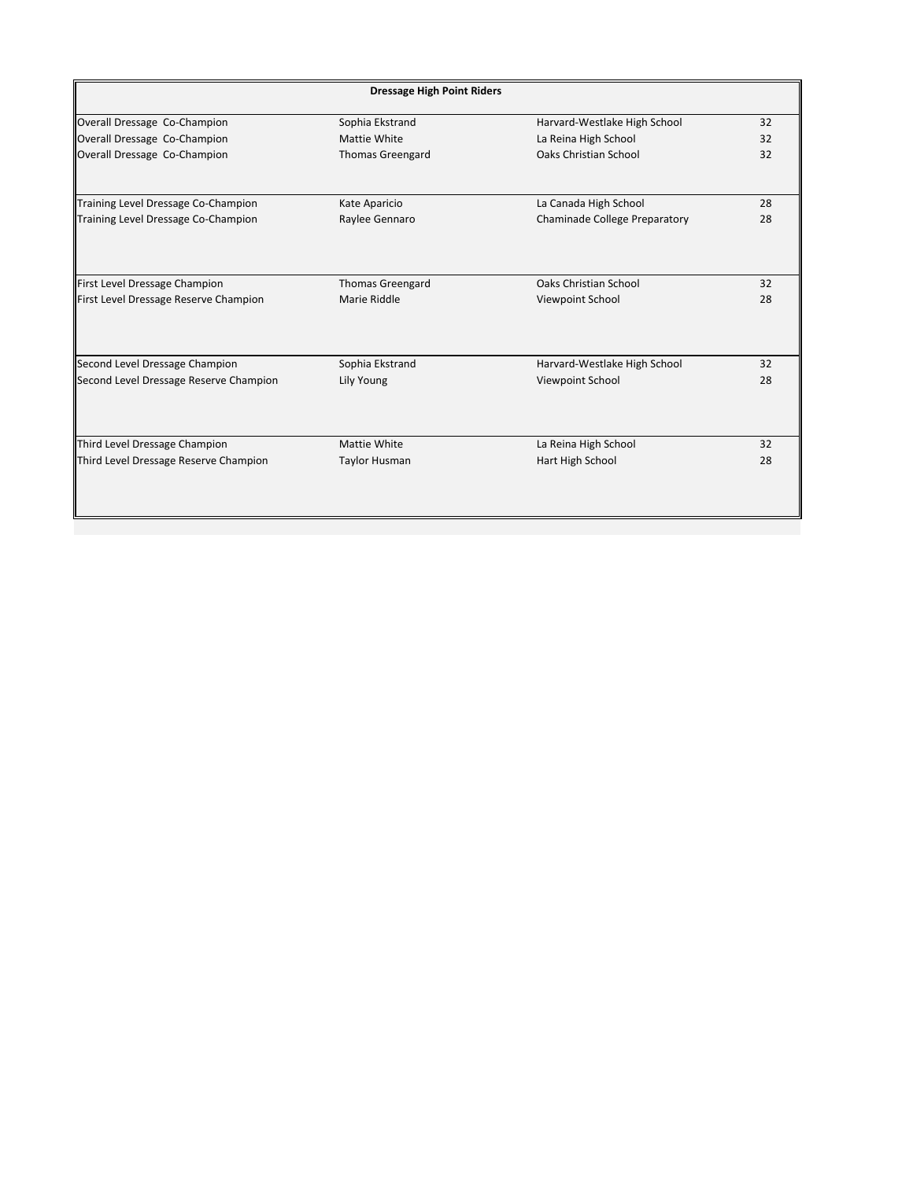**Dressage High Point Riders**

| | | | |
|---|---|---|---|
| Overall Dressage Co-Champion | Sophia Ekstrand | Harvard-Westlake High School | 32 |
| Overall Dressage Co-Champion | Mattie White | La Reina High School | 32 |
| Overall Dressage Co-Champion | Thomas Greengard | Oaks Christian School | 32 |
| Training Level Dressage Co-Champion | Kate Aparicio | La Canada High School | 28 |
| Training Level Dressage Co-Champion | Raylee Gennaro | Chaminade College Preparatory | 28 |
| First Level Dressage Champion | Thomas Greengard | Oaks Christian School | 32 |
| First Level Dressage Reserve Champion | Marie Riddle | Viewpoint School | 28 |
| Second Level Dressage Champion | Sophia Ekstrand | Harvard-Westlake High School | 32 |
| Second Level Dressage Reserve Champion | Lily Young | Viewpoint School | 28 |
| Third Level Dressage Champion | Mattie White | La Reina High School | 32 |
| Third Level Dressage Reserve Champion | Taylor Husman | Hart High School | 28 |